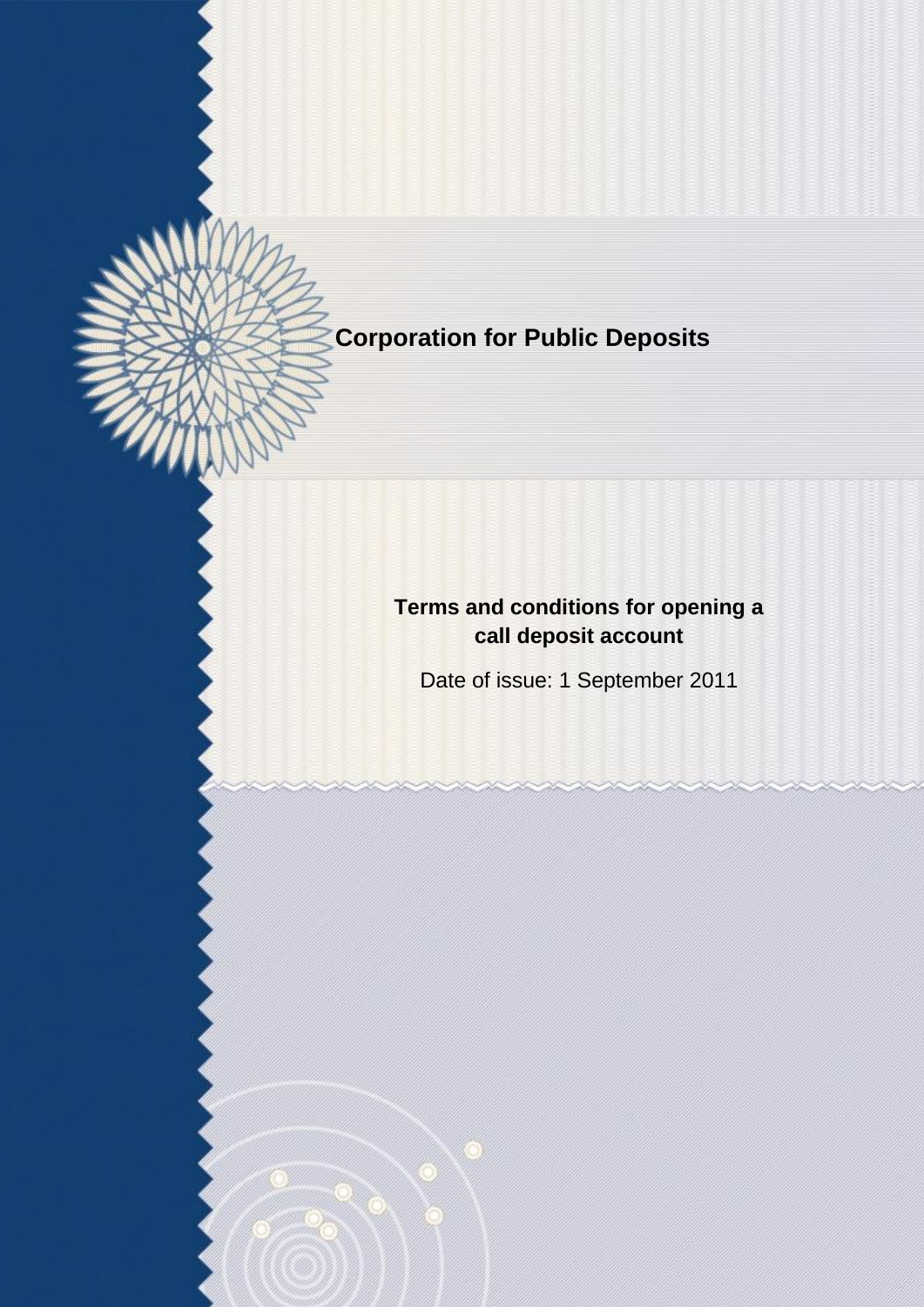# Corporation for Public Deposits

## Terms and conditions for opening a call deposit account

Date of issue: 1 September 2011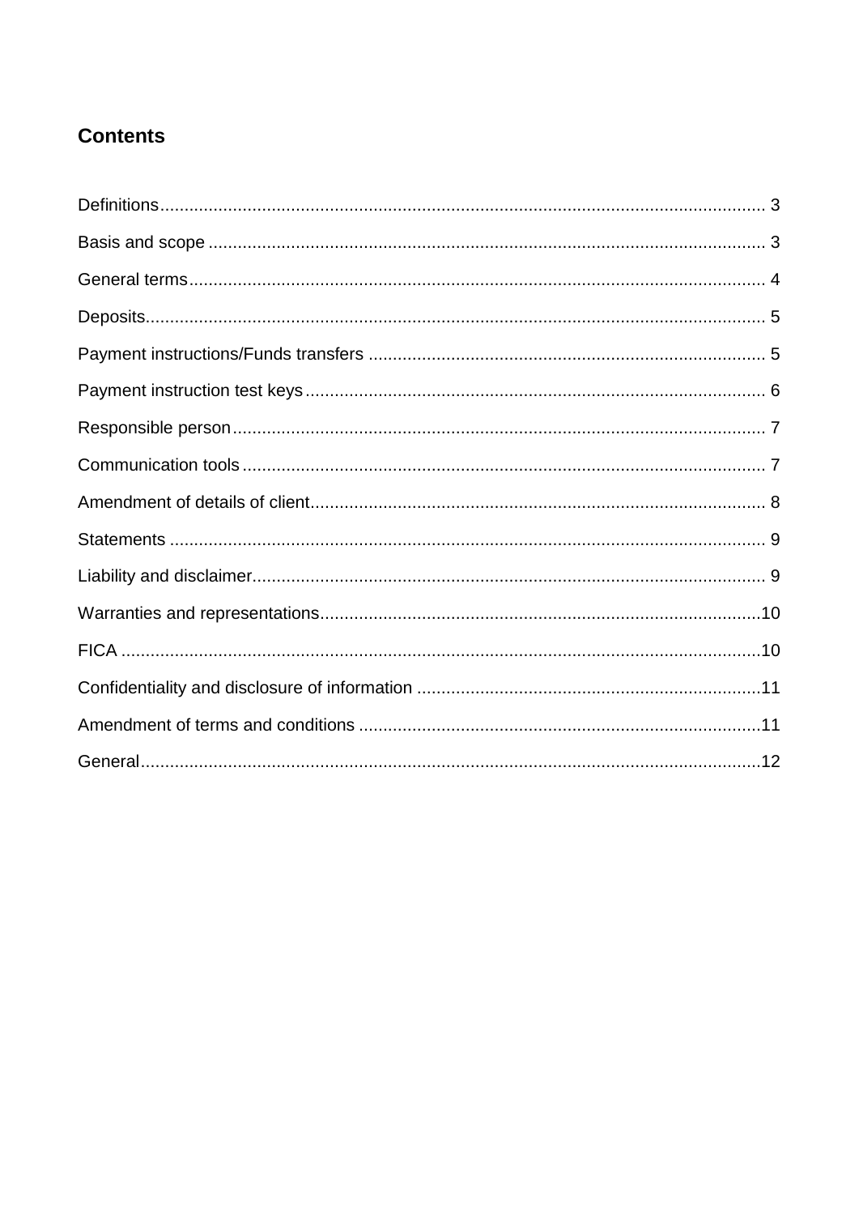## Contents

Definitions ........................................................................................................................ 3

Basis and scope ................................................................................................................ 3

General terms .................................................................................................................... 4

Deposits ............................................................................................................................. 5

Payment instructions/Funds transfers ............................................................................... 5

Payment instruction test keys ............................................................................................ 6

Responsible person ........................................................................................................... 7

Communication tools ......................................................................................................... 7

Amendment of details of client ........................................................................................... 8

Statements ......................................................................................................................... 9

Liability and disclaimer ....................................................................................................... 9

Warranties and representations ........................................................................................ 10

FICA .................................................................................................................................. 10

Confidentiality and disclosure of information .................................................................... 11

Amendment of terms and conditions ................................................................................ 11

General ............................................................................................................................. 12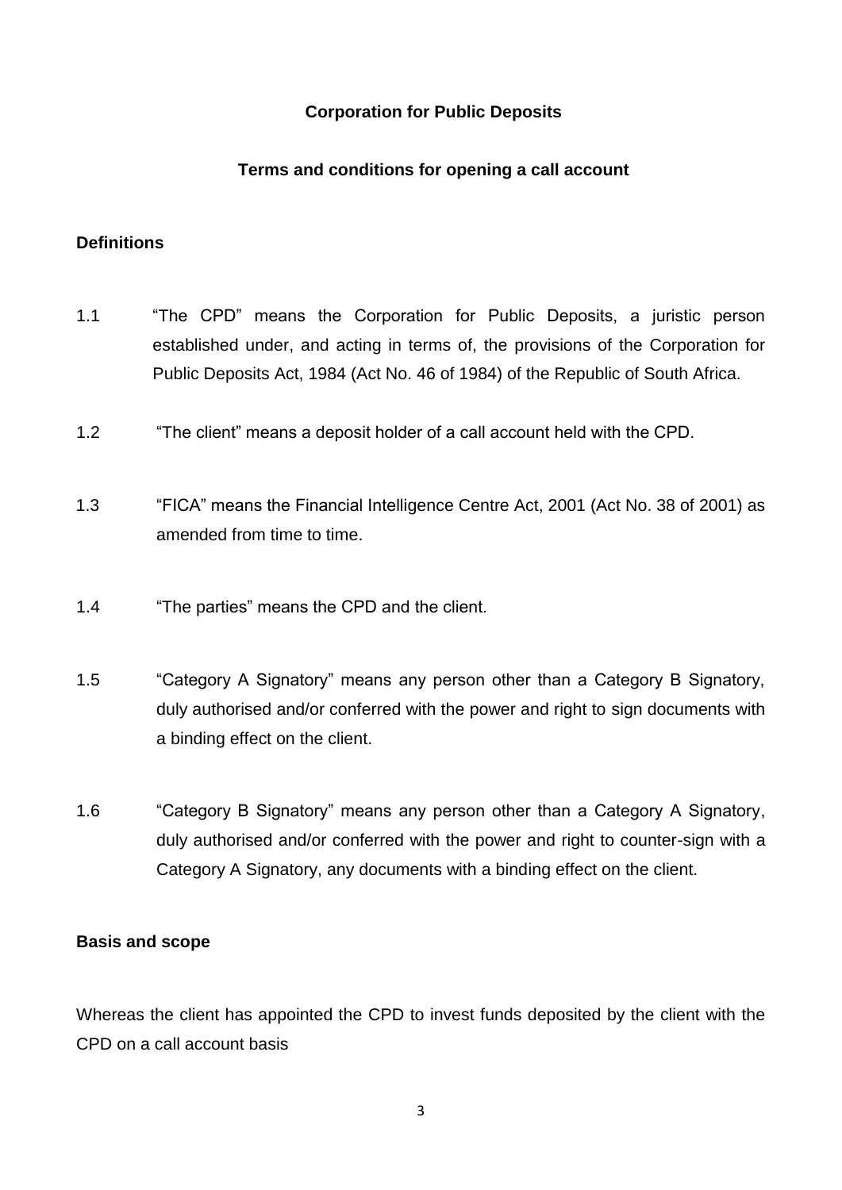**Corporation for Public Deposits**

**Terms and conditions for opening a call account**

**Definitions**

1.1 "The CPD" means the Corporation for Public Deposits, a juristic person established under, and acting in terms of, the provisions of the Corporation for Public Deposits Act, 1984 (Act No. 46 of 1984) of the Republic of South Africa.

1.2 "The client" means a deposit holder of a call account held with the CPD.

1.3 "FICA" means the Financial Intelligence Centre Act, 2001 (Act No. 38 of 2001) as amended from time to time.

1.4 "The parties" means the CPD and the client.

1.5 "Category A Signatory" means any person other than a Category B Signatory, duly authorised and/or conferred with the power and right to sign documents with a binding effect on the client.

1.6 "Category B Signatory" means any person other than a Category A Signatory, duly authorised and/or conferred with the power and right to counter-sign with a Category A Signatory, any documents with a binding effect on the client.

**Basis and scope**

Whereas the client has appointed the CPD to invest funds deposited by the client with the CPD on a call account basis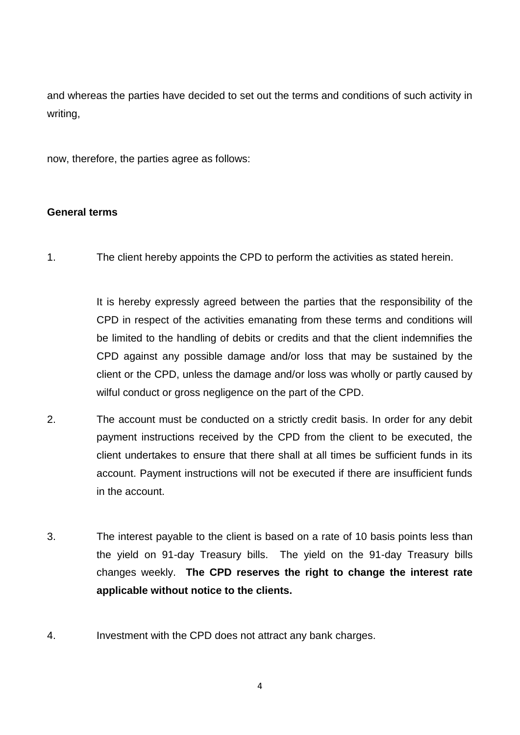and whereas the parties have decided to set out the terms and conditions of such activity in writing,

now, therefore, the parties agree as follows:

**General terms**

1. The client hereby appoints the CPD to perform the activities as stated herein.

   It is hereby expressly agreed between the parties that the responsibility of the CPD in respect of the activities emanating from these terms and conditions will be limited to the handling of debits or credits and that the client indemnifies the CPD against any possible damage and/or loss that may be sustained by the client or the CPD, unless the damage and/or loss was wholly or partly caused by wilful conduct or gross negligence on the part of the CPD.

2. The account must be conducted on a strictly credit basis. In order for any debit payment instructions received by the CPD from the client to be executed, the client undertakes to ensure that there shall at all times be sufficient funds in its account. Payment instructions will not be executed if there are insufficient funds in the account.

3. The interest payable to the client is based on a rate of 10 basis points less than the yield on 91-day Treasury bills. The yield on the 91-day Treasury bills changes weekly. **The CPD reserves the right to change the interest rate applicable without notice to the clients.**

4. Investment with the CPD does not attract any bank charges.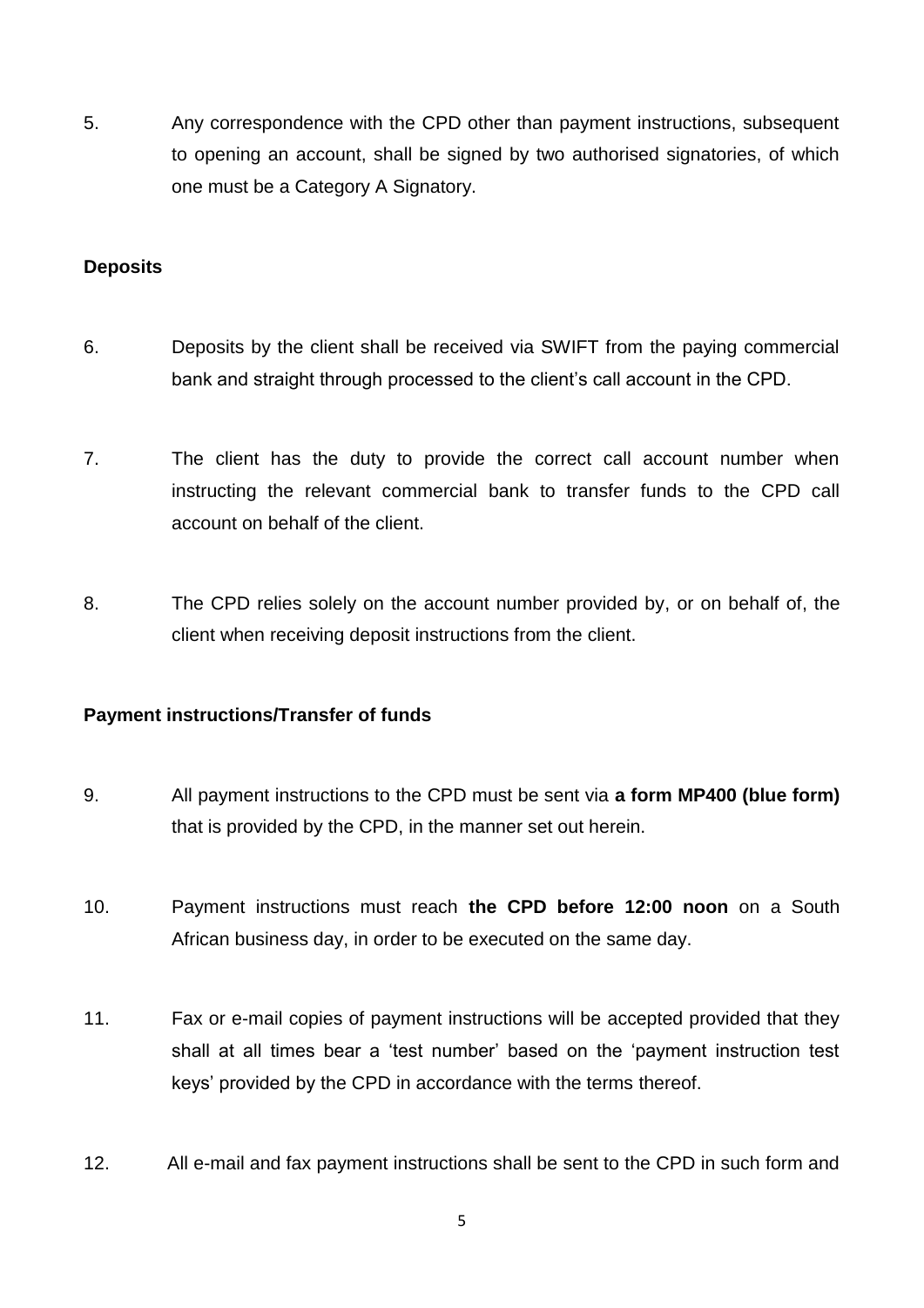5. Any correspondence with the CPD other than payment instructions, subsequent to opening an account, shall be signed by two authorised signatories, of which one must be a Category A Signatory.

**Deposits**

6. Deposits by the client shall be received via SWIFT from the paying commercial bank and straight through processed to the client's call account in the CPD.

7. The client has the duty to provide the correct call account number when instructing the relevant commercial bank to transfer funds to the CPD call account on behalf of the client.

8. The CPD relies solely on the account number provided by, or on behalf of, the client when receiving deposit instructions from the client.

**Payment instructions/Transfer of funds**

9. All payment instructions to the CPD must be sent via **a form MP400 (blue form)** that is provided by the CPD, in the manner set out herein.

10. Payment instructions must reach **the CPD before 12:00 noon** on a South African business day, in order to be executed on the same day.

11. Fax or e-mail copies of payment instructions will be accepted provided that they shall at all times bear a 'test number' based on the 'payment instruction test keys' provided by the CPD in accordance with the terms thereof.

12. All e-mail and fax payment instructions shall be sent to the CPD in such form and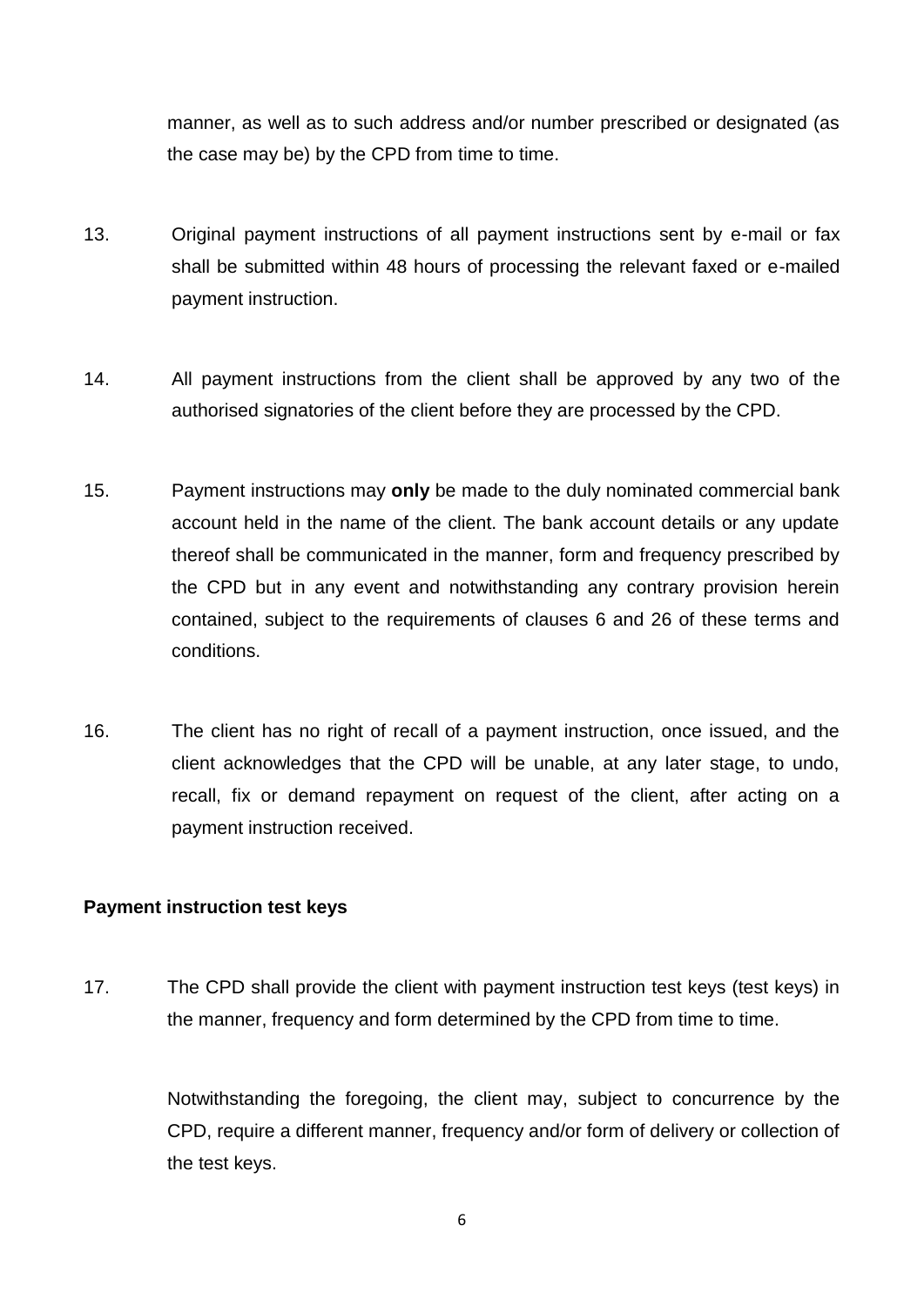manner, as well as to such address and/or number prescribed or designated (as the case may be) by the CPD from time to time.

13. Original payment instructions of all payment instructions sent by e-mail or fax shall be submitted within 48 hours of processing the relevant faxed or e-mailed payment instruction.

14. All payment instructions from the client shall be approved by any two of the authorised signatories of the client before they are processed by the CPD.

15. Payment instructions may **only** be made to the duly nominated commercial bank account held in the name of the client. The bank account details or any update thereof shall be communicated in the manner, form and frequency prescribed by the CPD but in any event and notwithstanding any contrary provision herein contained, subject to the requirements of clauses 6 and 26 of these terms and conditions.

16. The client has no right of recall of a payment instruction, once issued, and the client acknowledges that the CPD will be unable, at any later stage, to undo, recall, fix or demand repayment on request of the client, after acting on a payment instruction received.

**Payment instruction test keys**

17. The CPD shall provide the client with payment instruction test keys (test keys) in the manner, frequency and form determined by the CPD from time to time.

Notwithstanding the foregoing, the client may, subject to concurrence by the CPD, require a different manner, frequency and/or form of delivery or collection of the test keys.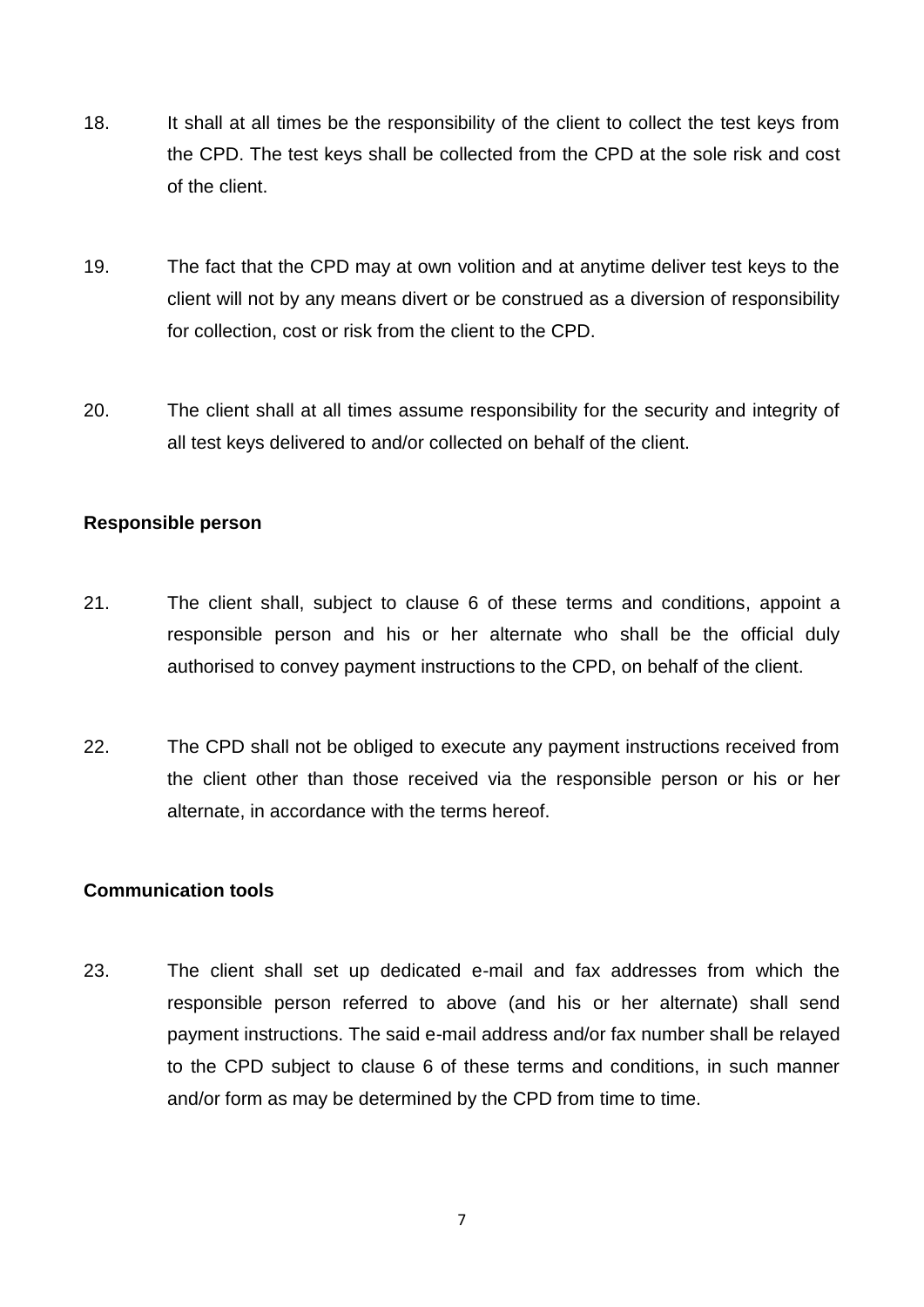18. It shall at all times be the responsibility of the client to collect the test keys from the CPD. The test keys shall be collected from the CPD at the sole risk and cost of the client.

19. The fact that the CPD may at own volition and at anytime deliver test keys to the client will not by any means divert or be construed as a diversion of responsibility for collection, cost or risk from the client to the CPD.

20. The client shall at all times assume responsibility for the security and integrity of all test keys delivered to and/or collected on behalf of the client.

**Responsible person**

21. The client shall, subject to clause 6 of these terms and conditions, appoint a responsible person and his or her alternate who shall be the official duly authorised to convey payment instructions to the CPD, on behalf of the client.

22. The CPD shall not be obliged to execute any payment instructions received from the client other than those received via the responsible person or his or her alternate, in accordance with the terms hereof.

**Communication tools**

23. The client shall set up dedicated e-mail and fax addresses from which the responsible person referred to above (and his or her alternate) shall send payment instructions. The said e-mail address and/or fax number shall be relayed to the CPD subject to clause 6 of these terms and conditions, in such manner and/or form as may be determined by the CPD from time to time.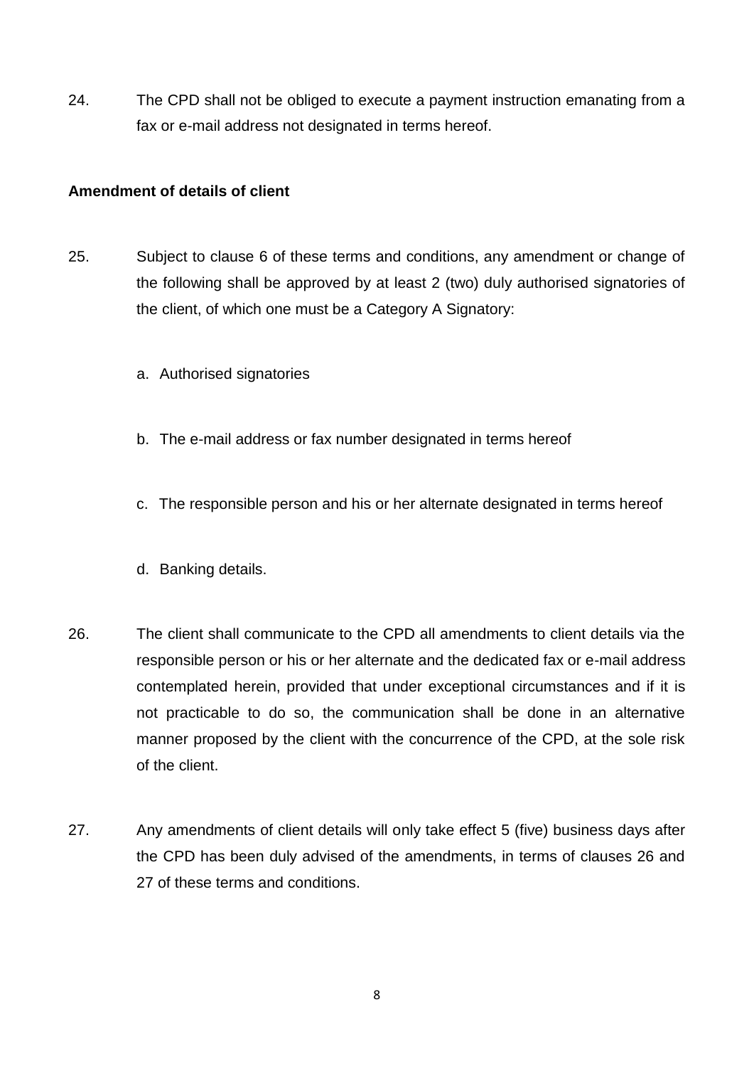24. The CPD shall not be obliged to execute a payment instruction emanating from a fax or e-mail address not designated in terms hereof.

**Amendment of details of client**

25. Subject to clause 6 of these terms and conditions, any amendment or change of the following shall be approved by at least 2 (two) duly authorised signatories of the client, of which one must be a Category A Signatory:

    a. Authorised signatories

    b. The e-mail address or fax number designated in terms hereof

    c. The responsible person and his or her alternate designated in terms hereof

    d. Banking details.

26. The client shall communicate to the CPD all amendments to client details via the responsible person or his or her alternate and the dedicated fax or e-mail address contemplated herein, provided that under exceptional circumstances and if it is not practicable to do so, the communication shall be done in an alternative manner proposed by the client with the concurrence of the CPD, at the sole risk of the client.

27. Any amendments of client details will only take effect 5 (five) business days after the CPD has been duly advised of the amendments, in terms of clauses 26 and 27 of these terms and conditions.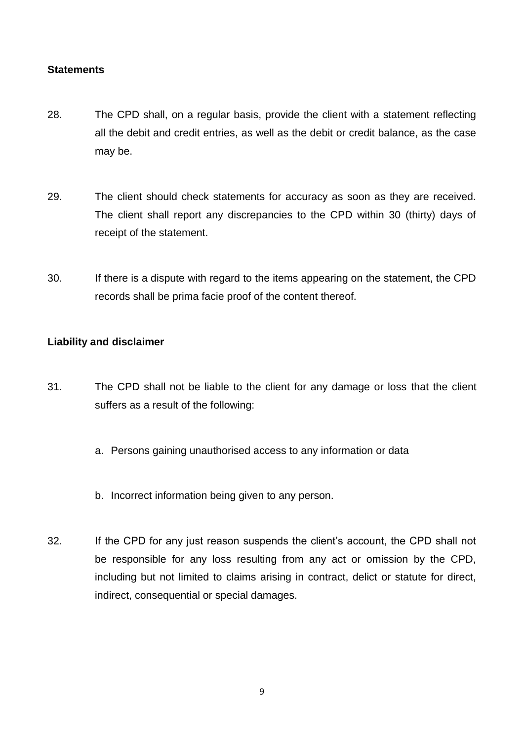**Statements**

28. The CPD shall, on a regular basis, provide the client with a statement reflecting all the debit and credit entries, as well as the debit or credit balance, as the case may be.

29. The client should check statements for accuracy as soon as they are received. The client shall report any discrepancies to the CPD within 30 (thirty) days of receipt of the statement.

30. If there is a dispute with regard to the items appearing on the statement, the CPD records shall be prima facie proof of the content thereof.

**Liability and disclaimer**

31. The CPD shall not be liable to the client for any damage or loss that the client suffers as a result of the following:

    a. Persons gaining unauthorised access to any information or data

    b. Incorrect information being given to any person.

32. If the CPD for any just reason suspends the client's account, the CPD shall not be responsible for any loss resulting from any act or omission by the CPD, including but not limited to claims arising in contract, delict or statute for direct, indirect, consequential or special damages.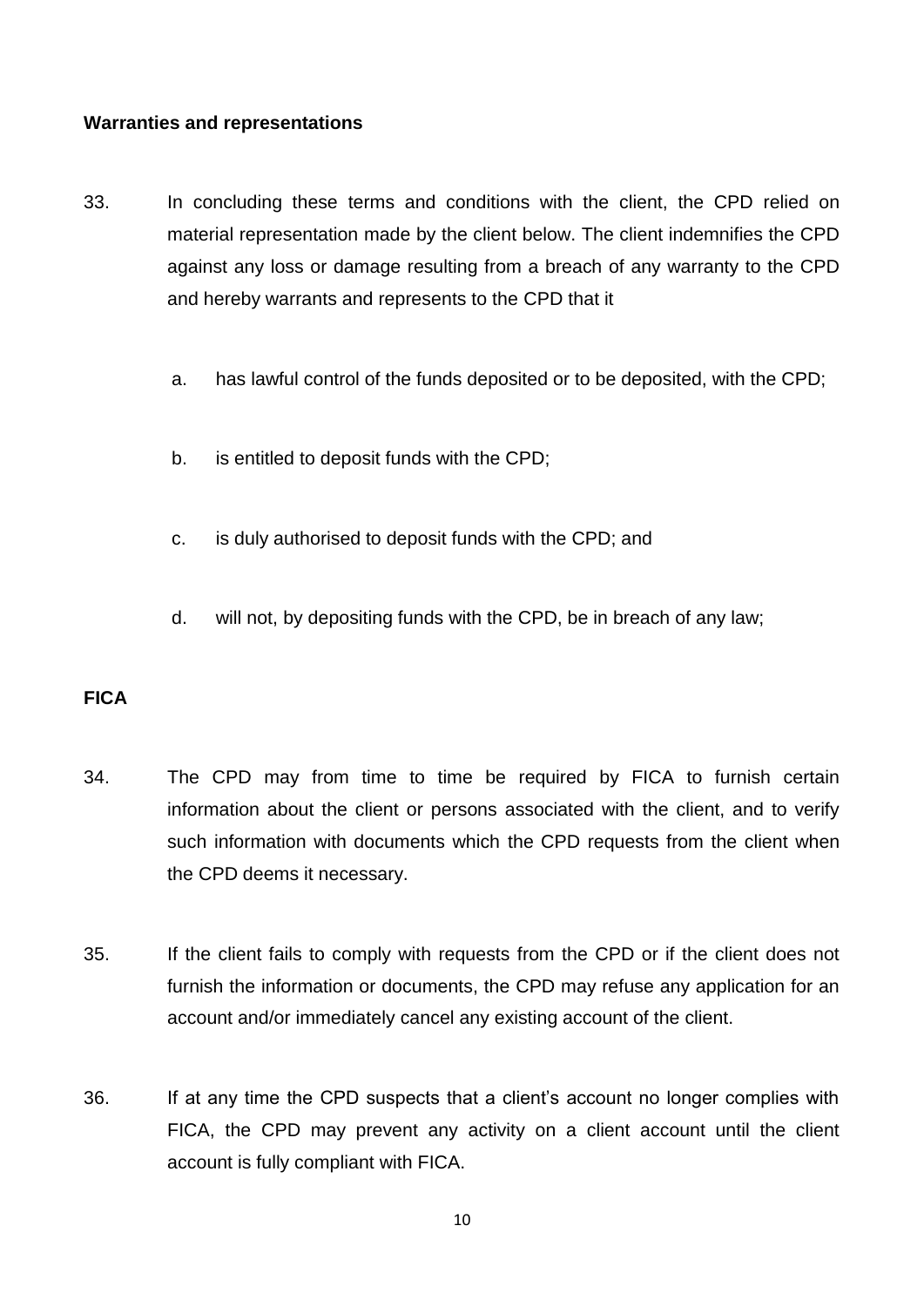**Warranties and representations**

33. In concluding these terms and conditions with the client, the CPD relied on material representation made by the client below. The client indemnifies the CPD against any loss or damage resulting from a breach of any warranty to the CPD and hereby warrants and represents to the CPD that it

    a. has lawful control of the funds deposited or to be deposited, with the CPD;

    b. is entitled to deposit funds with the CPD;

    c. is duly authorised to deposit funds with the CPD; and

    d. will not, by depositing funds with the CPD, be in breach of any law;

**FICA**

34. The CPD may from time to time be required by FICA to furnish certain information about the client or persons associated with the client, and to verify such information with documents which the CPD requests from the client when the CPD deems it necessary.

35. If the client fails to comply with requests from the CPD or if the client does not furnish the information or documents, the CPD may refuse any application for an account and/or immediately cancel any existing account of the client.

36. If at any time the CPD suspects that a client's account no longer complies with FICA, the CPD may prevent any activity on a client account until the client account is fully compliant with FICA.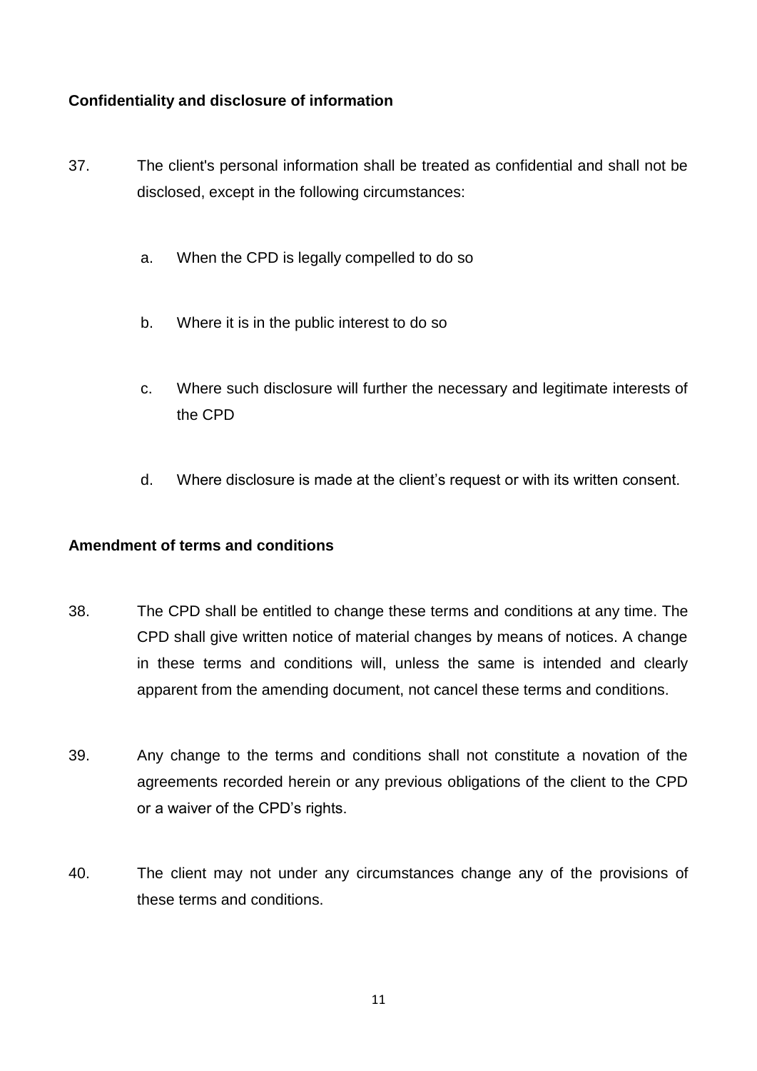**Confidentiality and disclosure of information**

37. The client's personal information shall be treated as confidential and shall not be disclosed, except in the following circumstances:

    a. When the CPD is legally compelled to do so

    b. Where it is in the public interest to do so

    c. Where such disclosure will further the necessary and legitimate interests of the CPD

    d. Where disclosure is made at the client’s request or with its written consent.

**Amendment of terms and conditions**

38. The CPD shall be entitled to change these terms and conditions at any time. The CPD shall give written notice of material changes by means of notices. A change in these terms and conditions will, unless the same is intended and clearly apparent from the amending document, not cancel these terms and conditions.

39. Any change to the terms and conditions shall not constitute a novation of the agreements recorded herein or any previous obligations of the client to the CPD or a waiver of the CPD’s rights.

40. The client may not under any circumstances change any of the provisions of these terms and conditions.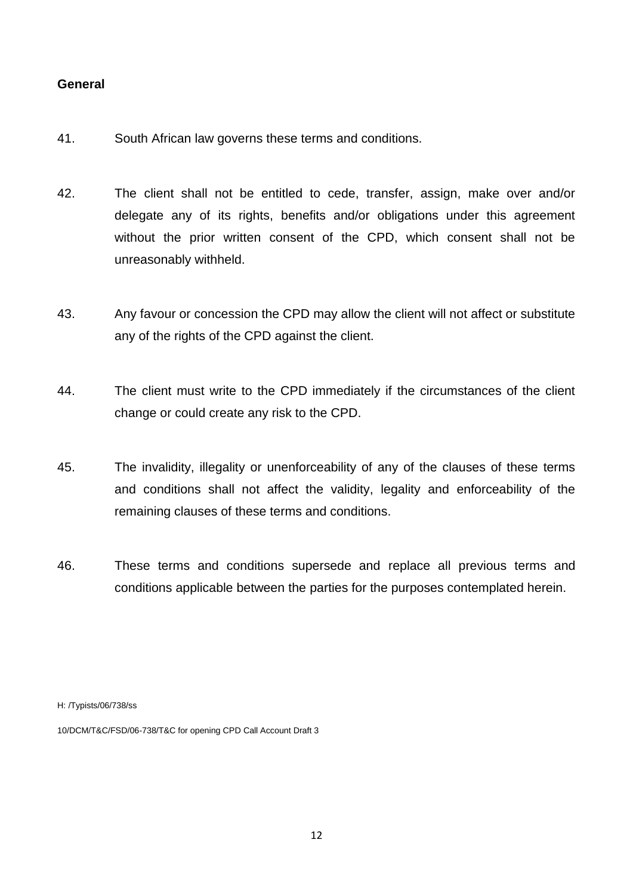**General**

41. South African law governs these terms and conditions.

42. The client shall not be entitled to cede, transfer, assign, make over and/or delegate any of its rights, benefits and/or obligations under this agreement without the prior written consent of the CPD, which consent shall not be unreasonably withheld.

43. Any favour or concession the CPD may allow the client will not affect or substitute any of the rights of the CPD against the client.

44. The client must write to the CPD immediately if the circumstances of the client change or could create any risk to the CPD.

45. The invalidity, illegality or unenforceability of any of the clauses of these terms and conditions shall not affect the validity, legality and enforceability of the remaining clauses of these terms and conditions.

46. These terms and conditions supersede and replace all previous terms and conditions applicable between the parties for the purposes contemplated herein.

H: /Typists/06/738/ss

10/DCM/T&C/FSD/06-738/T&C for opening CPD Call Account Draft 3